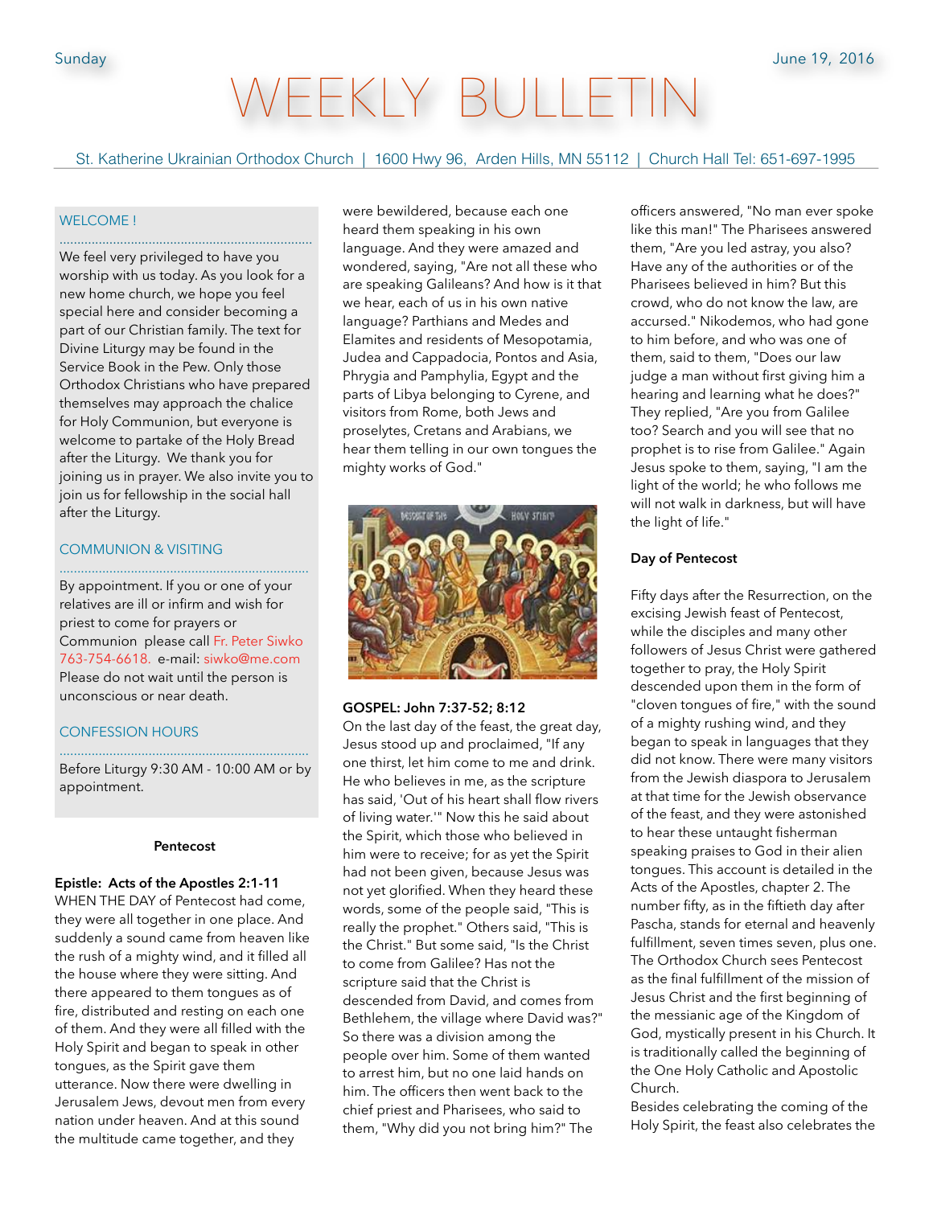Sunday June 19, 2016

# WEEKLY BULLETIN

St. Katherine Ukrainian Orthodox Church | 1600 Hwy 96, Arden Hills, MN 55112 | Church Hall Tel: 651-697-1995

## WELCOME !

We feel very privileged to have you worship with us today. As you look for a new home church, we hope you feel special here and consider becoming a part of our Christian family. The text for Divine Liturgy may be found in the Service Book in the Pew. Only those Orthodox Christians who have prepared themselves may approach the chalice for Holy Communion, but everyone is welcome to partake of the Holy Bread after the Liturgy. We thank you for joining us in prayer. We also invite you to join us for fellowship in the social hall after the Liturgy.

## COMMUNION & VISITING

By appointment. If you or one of your relatives are ill or infirm and wish for priest to come for prayers or Communion please call Fr. Peter Siwko 763-754-6618. e-mail: siwko@me.com Please do not wait until the person is unconscious or near death.

## CONFESSION HOURS

Before Liturgy 9:30 AM - 10:00 AM or by appointment.

### Pentecost

**Epistle: Acts of the Apostles 2:1-11**
WHEN THE DAY of Pentecost had come, they were all together in one place. And suddenly a sound came from heaven like the rush of a mighty wind, and it filled all the house where they were sitting. And there appeared to them tongues as of fire, distributed and resting on each one of them. And they were all filled with the Holy Spirit and began to speak in other tongues, as the Spirit gave them utterance. Now there were dwelling in Jerusalem Jews, devout men from every nation under heaven. And at this sound the multitude came together, and they were bewildered, because each one heard them speaking in his own language. And they were amazed and wondered, saying, "Are not all these who are speaking Galileans? And how is it that we hear, each of us in his own native language? Parthians and Medes and Elamites and residents of Mesopotamia, Judea and Cappadocia, Pontos and Asia, Phrygia and Pamphylia, Egypt and the parts of Libya belonging to Cyrene, and visitors from Rome, both Jews and proselytes, Cretans and Arabians, we hear them telling in our own tongues the mighty works of God."

**GOSPEL: John 7:37-52; 8:12**
On the last day of the feast, the great day, Jesus stood up and proclaimed, "If any one thirst, let him come to me and drink. He who believes in me, as the scripture has said, 'Out of his heart shall flow rivers of living water.'" Now this he said about the Spirit, which those who believed in him were to receive; for as yet the Spirit had not been given, because Jesus was not yet glorified. When they heard these words, some of the people said, "This is really the prophet." Others said, "This is the Christ." But some said, "Is the Christ to come from Galilee? Has not the scripture said that the Christ is descended from David, and comes from Bethlehem, the village where David was?" So there was a division among the people over him. Some of them wanted to arrest him, but no one laid hands on him. The officers then went back to the chief priest and Pharisees, who said to them, "Why did you not bring him?" The officers answered, "No man ever spoke like this man!" The Pharisees answered them, "Are you led astray, you also? Have any of the authorities or of the Pharisees believed in him? But this crowd, who do not know the law, are accursed." Nikodemos, who had gone to him before, and who was one of them, said to them, "Does our law judge a man without first giving him a hearing and learning what he does?" They replied, "Are you from Galilee too? Search and you will see that no prophet is to rise from Galilee." Again Jesus spoke to them, saying, "I am the light of the world; he who follows me will not walk in darkness, but will have the light of life."

**Day of Pentecost**

Fifty days after the Resurrection, on the excising Jewish feast of Pentecost, while the disciples and many other followers of Jesus Christ were gathered together to pray, the Holy Spirit descended upon them in the form of "cloven tongues of fire," with the sound of a mighty rushing wind, and they began to speak in languages that they did not know. There were many visitors from the Jewish diaspora to Jerusalem at that time for the Jewish observance of the feast, and they were astonished to hear these untaught fisherman speaking praises to God in their alien tongues. This account is detailed in the Acts of the Apostles, chapter 2. The number fifty, as in the fiftieth day after Pascha, stands for eternal and heavenly fulfillment, seven times seven, plus one. The Orthodox Church sees Pentecost as the final fulfillment of the mission of Jesus Christ and the first beginning of the messianic age of the Kingdom of God, mystically present in his Church. It is traditionally called the beginning of the One Holy Catholic and Apostolic Church.
Besides celebrating the coming of the Holy Spirit, the feast also celebrates the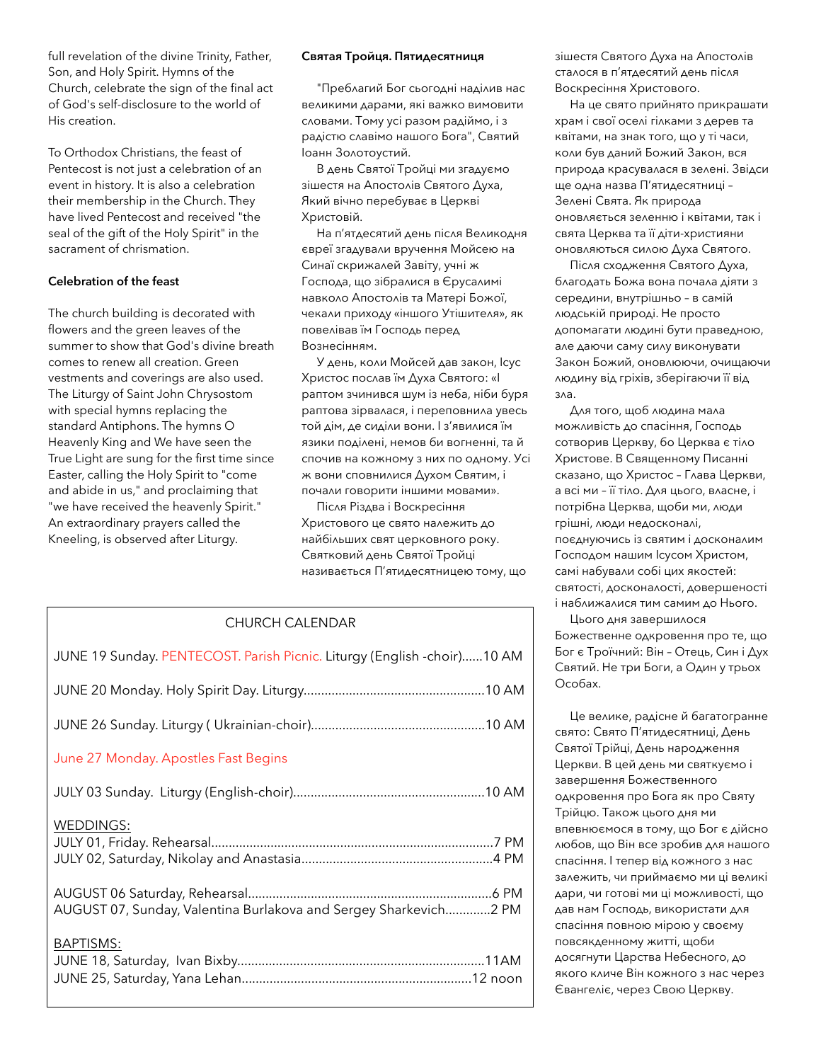full revelation of the divine Trinity, Father, Son, and Holy Spirit. Hymns of the Church, celebrate the sign of the final act of God's self-disclosure to the world of His creation.

To Orthodox Christians, the feast of Pentecost is not just a celebration of an event in history. It is also a celebration their membership in the Church. They have lived Pentecost and received "the seal of the gift of the Holy Spirit" in the sacrament of chrismation.

**Celebration of the feast**

The church building is decorated with flowers and the green leaves of the summer to show that God's divine breath comes to renew all creation. Green vestments and coverings are also used. The Liturgy of Saint John Chrysostom with special hymns replacing the standard Antiphons. The hymns O Heavenly King and We have seen the True Light are sung for the first time since Easter, calling the Holy Spirit to "come and abide in us," and proclaiming that "we have received the heavenly Spirit." An extraordinary prayers called the Kneeling, is observed after Liturgy.

**Святая Тройця. Пятидесятниця**

"Преблагий Бог сьогодні наділив нас великими дарами, які важко вимовити словами. Тому усі разом радіймо, і з радістю славімо нашого Бога", Святий Іоанн Золотоустий.

В день Святої Тройці ми згадуємо зішестя на Апостолів Святого Духа, Який вічно перебуває в Церкві Христовій.

На п'ятдесятий день після Великодня євреї згадували вручення Мойсею на Синаї скрижалей Завіту, учні ж Господа, що зібралися в Єрусалимі навколо Апостолів та Матері Божої, чекали приходу «іншого Утішителя», як повелівав їм Господь перед Вознесінням.

У день, коли Мойсей дав закон, Ісус Христос послав їм Духа Святого: «І раптом зчинився шум із неба, ніби буря раптова зірвалася, і переповнила увесь той дім, де сиділи вони. І з'явилися їм язики поділені, немов би вогненні, та й спочив на кожному з них по одному. Усі ж вони сповнилися Духом Святим, і почали говорити іншими мовами».

Після Різдва і Воскресіння Христового це свято належить до найбільших свят церковного року. Святковий день Святої Тройці називається П'ятидесятницею тому, що зішестя Святого Духа на Апостолів сталося в п'ятдесятий день після Воскресіння Христового.

На це свято прийнято прикрашати храм і свої оселі гілками з дерев та квітами, на знак того, що у ті часи, коли був даний Божий Закон, вся природа красувалася в зелені. Звідси ще одна назва П'ятидесятниці – Зелені Свята. Як природа оновляється зеленню і квітами, так і свята Церква та її діти-християни оновляються силою Духа Святого.

Після сходження Святого Духа, благодать Божа вона почала діяти з середини, внутрішньо – в самій людській природі. Не просто допомагати людині бути праведною, але даючи саму силу виконувати Закон Божий, оновлюючи, очищаючи людину від гріхів, зберігаючи її від зла.

Для того, щоб людина мала можливість до спасіння, Господь сотворив Церкву, бо Церква є тіло Христове. В Священному Писанні сказано, що Христос – Глава Церкви, а всі ми – її тіло. Для цього, власне, і потрібна Церква, щоби ми, люди грішні, люди недосконалі, поєднуючись із святим і досконалим Господом нашим Ісусом Христом, самі набували собі цих якостей: святості, досконалості, довершеності і наближалися тим самим до Нього.

Цього дня завершилося Божественне одкровення про те, що Бог є Троїчний: Він – Отець, Син і Дух Святий. Не три Боги, а Один у трьох Особах.

Це велике, радісне й багатогранне свято: Свято П'ятидесятниці, День Святої Трійці, День народження Церкви. В цей день ми святкуємо і завершення Божественного одкровення про Бога як про Святу Трійцю. Також цього дня ми впевнюємося в тому, що Бог є дійсно любов, що Він все зробив для нашого спасіння. І тепер від кожного з нас залежить, чи приймаємо ми ці великі дари, чи готові ми ці можливості, що дав нам Господь, використати для спасіння повною мірою у своєму повсякденному житті, щоби досягнути Царства Небесного, до якого кличе Він кожного з нас через Євангеліє, через Свою Церкву.

## CHURCH CALENDAR

JUNE 19 Sunday. PENTECOST. Parish Picnic. Liturgy (English -choir)......10 AM

JUNE 20 Monday. Holy Spirit Day. Liturgy....................................................10 AM

JUNE 26 Sunday. Liturgy ( Ukrainian-choir)..................................................10 AM

June 27 Monday. Apostles Fast Begins

JULY 03 Sunday. Liturgy (English-choir).......................................................10 AM

WEDDINGS:

JULY 01, Friday. Rehearsal.................................................................................7 PM
JULY 02, Saturday, Nikolay and Anastasia.......................................................4 PM

AUGUST 06 Saturday, Rehearsal......................................................................6 PM
AUGUST 07, Sunday, Valentina Burlakova and Sergey Sharkevich.............2 PM

BAPTISMS:

JUNE 18, Saturday, Ivan Bixby.......................................................................11AM
JUNE 25, Saturday, Yana Lehan..................................................................12 noon